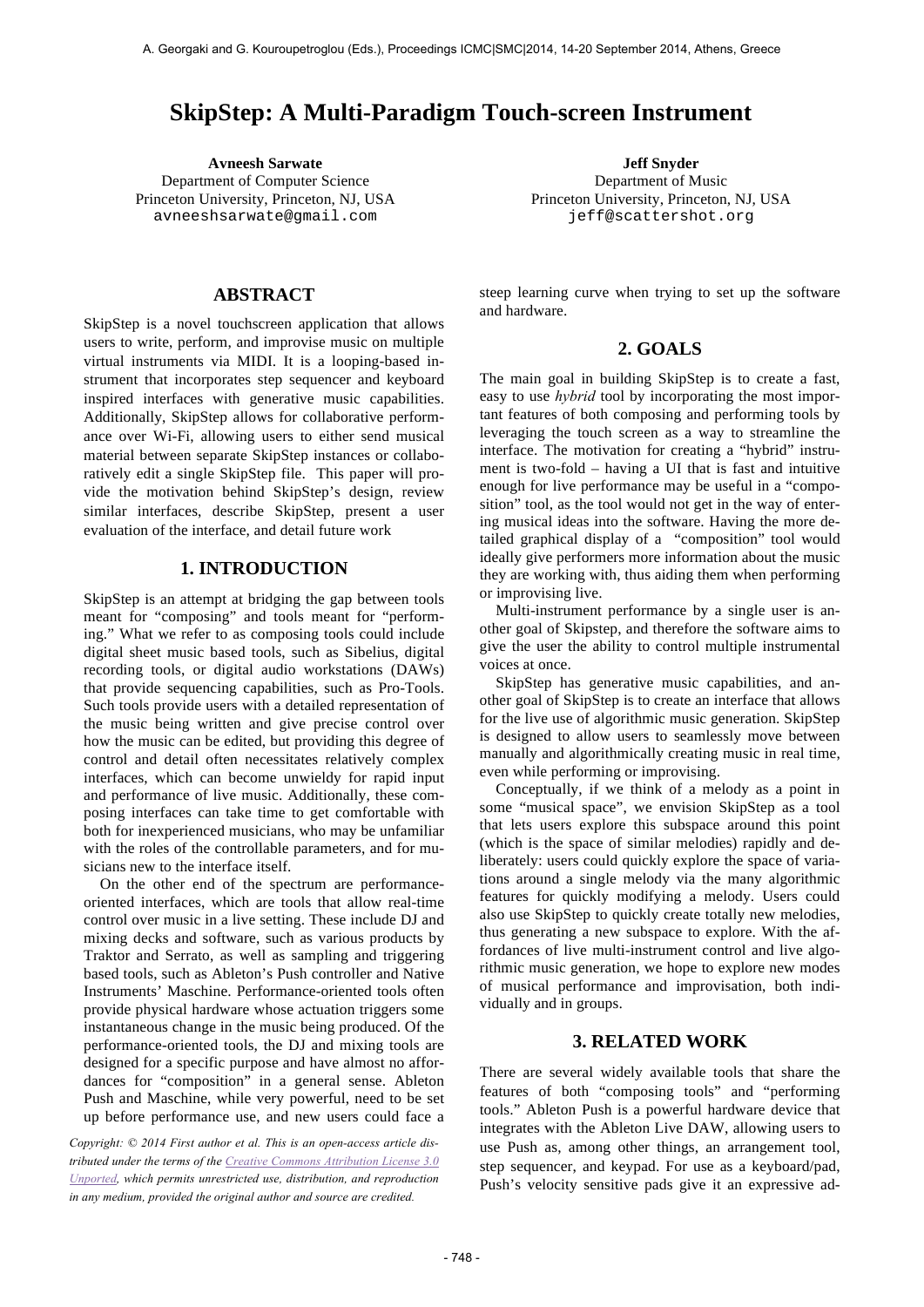# SkipStep: A Multi-Paradigm Touch-screen Instrument

**Avneesh Sarwate**
Department of Computer Science
Princeton University, Princeton, NJ, USA
avneeshsarwate@gmail.com

**Jeff Snyder**
Department of Music
Princeton University, Princeton, NJ, USA
jeff@scattershot.org

## ABSTRACT

SkipStep is a novel touchscreen application that allows users to write, perform, and improvise music on multiple virtual instruments via MIDI. It is a looping-based instrument that incorporates step sequencer and keyboard inspired interfaces with generative music capabilities. Additionally, SkipStep allows for collaborative performance over Wi-Fi, allowing users to either send musical material between separate SkipStep instances or collaboratively edit a single SkipStep file. This paper will provide the motivation behind SkipStep's design, review similar interfaces, describe SkipStep, present a user evaluation of the interface, and detail future work

## 1. INTRODUCTION

SkipStep is an attempt at bridging the gap between tools meant for "composing" and tools meant for "performing." What we refer to as composing tools could include digital sheet music based tools, such as Sibelius, digital recording tools, or digital audio workstations (DAWs) that provide sequencing capabilities, such as Pro-Tools. Such tools provide users with a detailed representation of the music being written and give precise control over how the music can be edited, but providing this degree of control and detail often necessitates relatively complex interfaces, which can become unwieldy for rapid input and performance of live music. Additionally, these composing interfaces can take time to get comfortable with both for inexperienced musicians, who may be unfamiliar with the roles of the controllable parameters, and for musicians new to the interface itself.

On the other end of the spectrum are performance-oriented interfaces, which are tools that allow real-time control over music in a live setting. These include DJ and mixing decks and software, such as various products by Traktor and Serrato, as well as sampling and triggering based tools, such as Ableton's Push controller and Native Instruments' Maschine. Performance-oriented tools often provide physical hardware whose actuation triggers some instantaneous change in the music being produced. Of the performance-oriented tools, the DJ and mixing tools are designed for a specific purpose and have almost no affordances for "composition" in a general sense. Ableton Push and Maschine, while very powerful, need to be set up before performance use, and new users could face a steep learning curve when trying to set up the software and hardware.

*Copyright: © 2014 First author et al. This is an open-access article distributed under the terms of the Creative Commons Attribution License 3.0 Unported, which permits unrestricted use, distribution, and reproduction in any medium, provided the original author and source are credited.*

## 2. GOALS

The main goal in building SkipStep is to create a fast, easy to use *hybrid* tool by incorporating the most important features of both composing and performing tools by leveraging the touch screen as a way to streamline the interface. The motivation for creating a "hybrid" instrument is two-fold – having a UI that is fast and intuitive enough for live performance may be useful in a "composition" tool, as the tool would not get in the way of entering musical ideas into the software. Having the more detailed graphical display of a "composition" tool would ideally give performers more information about the music they are working with, thus aiding them when performing or improvising live.

Multi-instrument performance by a single user is another goal of Skipstep, and therefore the software aims to give the user the ability to control multiple instrumental voices at once.

SkipStep has generative music capabilities, and another goal of SkipStep is to create an interface that allows for the live use of algorithmic music generation. SkipStep is designed to allow users to seamlessly move between manually and algorithmically creating music in real time, even while performing or improvising.

Conceptually, if we think of a melody as a point in some "musical space", we envision SkipStep as a tool that lets users explore this subspace around this point (which is the space of similar melodies) rapidly and deliberately: users could quickly explore the space of variations around a single melody via the many algorithmic features for quickly modifying a melody. Users could also use SkipStep to quickly create totally new melodies, thus generating a new subspace to explore. With the affordances of live multi-instrument control and live algorithmic music generation, we hope to explore new modes of musical performance and improvisation, both individually and in groups.

## 3. RELATED WORK

There are several widely available tools that share the features of both "composing tools" and "performing tools." Ableton Push is a powerful hardware device that integrates with the Ableton Live DAW, allowing users to use Push as, among other things, an arrangement tool, step sequencer, and keypad. For use as a keyboard/pad, Push's velocity sensitive pads give it an expressive ad-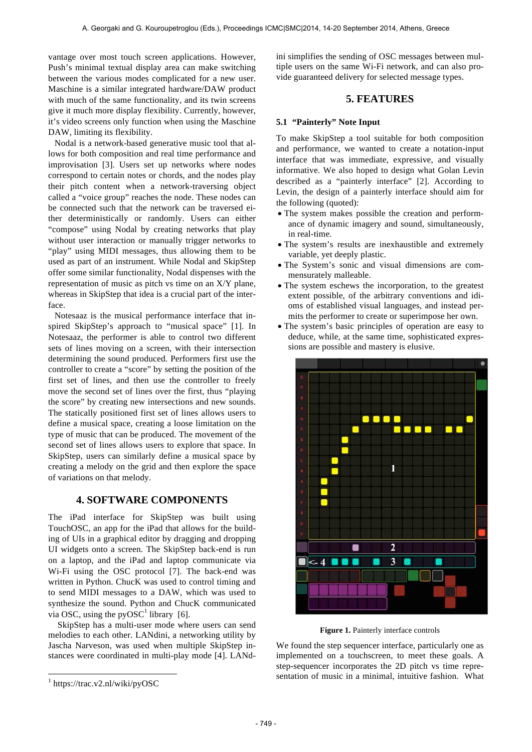vantage over most touch screen applications. However, Push's minimal textual display area can make switching between the various modes complicated for a new user. Maschine is a similar integrated hardware/DAW product with much of the same functionality, and its twin screens give it much more display flexibility. Currently, however, it's video screens only function when using the Maschine DAW, limiting its flexibility.

Nodal is a network-based generative music tool that allows for both composition and real time performance and improvisation [3]. Users set up networks where nodes correspond to certain notes or chords, and the nodes play their pitch content when a network-traversing object called a "voice group" reaches the node. These nodes can be connected such that the network can be traversed either deterministically or randomly. Users can either "compose" using Nodal by creating networks that play without user interaction or manually trigger networks to "play" using MIDI messages, thus allowing them to be used as part of an instrument. While Nodal and SkipStep offer some similar functionality, Nodal dispenses with the representation of music as pitch vs time on an X/Y plane, whereas in SkipStep that idea is a crucial part of the interface.

Notesaaz is the musical performance interface that inspired SkipStep's approach to "musical space" [1]. In Notesaaz, the performer is able to control two different sets of lines moving on a screen, with their intersection determining the sound produced. Performers first use the controller to create a "score" by setting the position of the first set of lines, and then use the controller to freely move the second set of lines over the first, thus "playing the score" by creating new intersections and new sounds. The statically positioned first set of lines allows users to define a musical space, creating a loose limitation on the type of music that can be produced. The movement of the second set of lines allows users to explore that space. In SkipStep, users can similarly define a musical space by creating a melody on the grid and then explore the space of variations on that melody.

## 4. SOFTWARE COMPONENTS

The iPad interface for SkipStep was built using TouchOSC, an app for the iPad that allows for the building of UIs in a graphical editor by dragging and dropping UI widgets onto a screen. The SkipStep back-end is run on a laptop, and the iPad and laptop communicate via Wi-Fi using the OSC protocol [7]. The back-end was written in Python. ChucK was used to control timing and to send MIDI messages to a DAW, which was used to synthesize the sound. Python and ChucK communicated via OSC, using the pyOSC[1] library [6].

SkipStep has a multi-user mode where users can send melodies to each other. LANdini, a networking utility by Jascha Narveson, was used when multiple SkipStep instances were coordinated in multi-play mode [4]. LANdini simplifies the sending of OSC messages between multiple users on the same Wi-Fi network, and can also provide guaranteed delivery for selected message types.

## 5. FEATURES

### 5.1 "Painterly" Note Input

To make SkipStep a tool suitable for both composition and performance, we wanted to create a notation-input interface that was immediate, expressive, and visually informative. We also hoped to design what Golan Levin described as a "painterly interface" [2]. According to Levin, the design of a painterly interface should aim for the following (quoted):

- The system makes possible the creation and performance of dynamic imagery and sound, simultaneously, in real-time.
- The system's results are inexhaustible and extremely variable, yet deeply plastic.
- The System's sonic and visual dimensions are commensurately malleable.
- The system eschews the incorporation, to the greatest extent possible, of the arbitrary conventions and idioms of established visual languages, and instead permits the performer to create or superimpose her own.
- The system's basic principles of operation are easy to deduce, while, at the same time, sophisticated expressions are possible and mastery is elusive.

**Figure 1.** Painterly interface controls

We found the step sequencer interface, particularly one as implemented on a touchscreen, to meet these goals. A step-sequencer incorporates the 2D pitch vs time representation of music in a minimal, intuitive fashion. What

[1] https://trac.v2.nl/wiki/pyOSC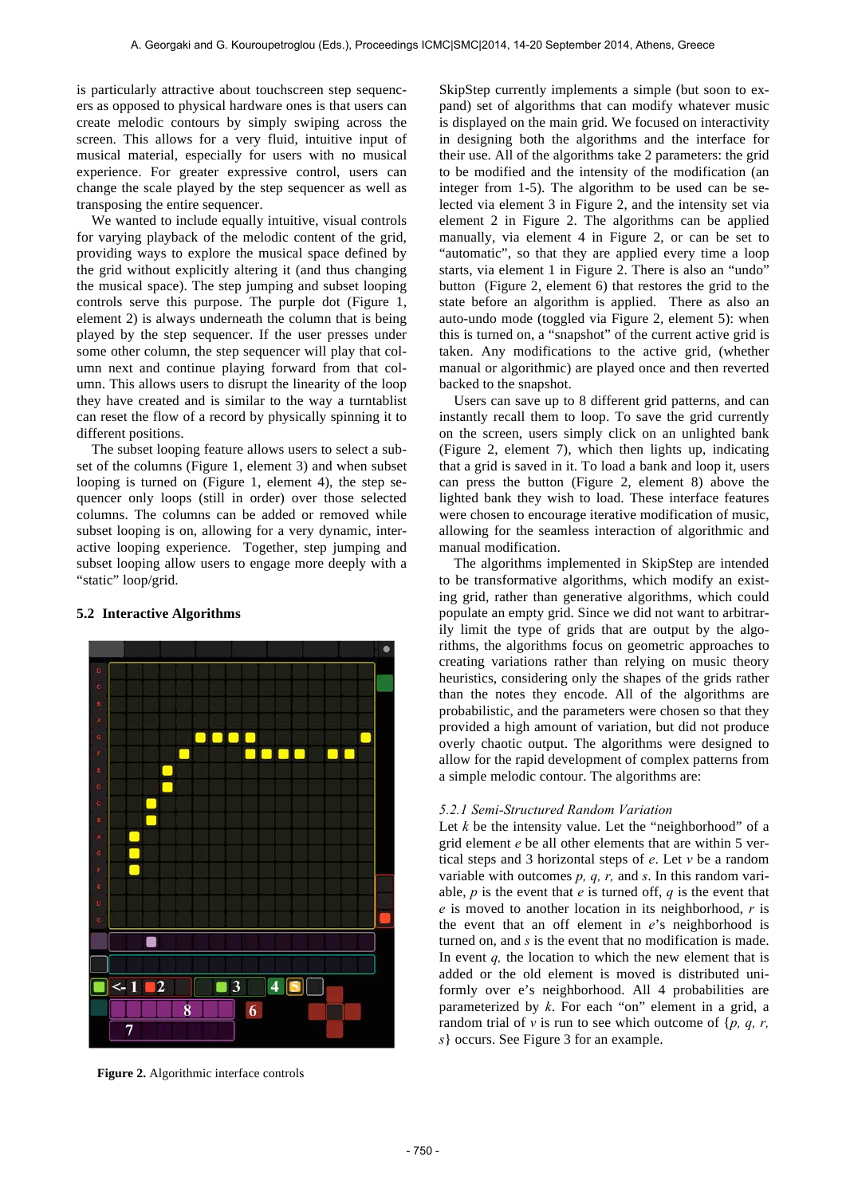is particularly attractive about touchscreen step sequencers as opposed to physical hardware ones is that users can create melodic contours by simply swiping across the screen. This allows for a very fluid, intuitive input of musical material, especially for users with no musical experience. For greater expressive control, users can change the scale played by the step sequencer as well as transposing the entire sequencer.

We wanted to include equally intuitive, visual controls for varying playback of the melodic content of the grid, providing ways to explore the musical space defined by the grid without explicitly altering it (and thus changing the musical space). The step jumping and subset looping controls serve this purpose. The purple dot (Figure 1, element 2) is always underneath the column that is being played by the step sequencer. If the user presses under some other column, the step sequencer will play that column next and continue playing forward from that column. This allows users to disrupt the linearity of the loop they have created and is similar to the way a turntablist can reset the flow of a record by physically spinning it to different positions.

The subset looping feature allows users to select a subset of the columns (Figure 1, element 3) and when subset looping is turned on (Figure 1, element 4), the step sequencer only loops (still in order) over those selected columns. The columns can be added or removed while subset looping is on, allowing for a very dynamic, interactive looping experience. Together, step jumping and subset looping allow users to engage more deeply with a "static" loop/grid.

## 5.2 Interactive Algorithms

**Figure 2.** Algorithmic interface controls

SkipStep currently implements a simple (but soon to expand) set of algorithms that can modify whatever music is displayed on the main grid. We focused on interactivity in designing both the algorithms and the interface for their use. All of the algorithms take 2 parameters: the grid to be modified and the intensity of the modification (an integer from 1-5). The algorithm to be used can be selected via element 3 in Figure 2, and the intensity set via element 2 in Figure 2. The algorithms can be applied manually, via element 4 in Figure 2, or can be set to "automatic", so that they are applied every time a loop starts, via element 1 in Figure 2. There is also an "undo" button (Figure 2, element 6) that restores the grid to the state before an algorithm is applied. There as also an auto-undo mode (toggled via Figure 2, element 5): when this is turned on, a "snapshot" of the current active grid is taken. Any modifications to the active grid, (whether manual or algorithmic) are played once and then reverted backed to the snapshot.

Users can save up to 8 different grid patterns, and can instantly recall them to loop. To save the grid currently on the screen, users simply click on an unlighted bank (Figure 2, element 7), which then lights up, indicating that a grid is saved in it. To load a bank and loop it, users can press the button (Figure 2, element 8) above the lighted bank they wish to load. These interface features were chosen to encourage iterative modification of music, allowing for the seamless interaction of algorithmic and manual modification.

The algorithms implemented in SkipStep are intended to be transformative algorithms, which modify an existing grid, rather than generative algorithms, which could populate an empty grid. Since we did not want to arbitrarily limit the types of grids that are output by the algorithms, the algorithms focus on geometric approaches to creating variations rather than relying on music theory heuristics, considering only the shapes of the grids rather than the notes they encode. All of the algorithms are probabilistic, and the parameters were chosen so that they provided a high amount of variation, but did not produce overly chaotic output. The algorithms were designed to allow for the rapid development of complex patterns from a simple melodic contour. The algorithms are:

### 5.2.1 *Semi-Structured Random Variation*

Let $k$ be the intensity value. Let the "neighborhood" of a grid element $e$ be all other elements that are within 5 vertical steps and 3 horizontal steps of $e$. Let $v$ be a random variable with outcomes $p$, $q$, $r$, and $s$. In this random variable, $p$ is the event that $e$ is turned off, $q$ is the event that $e$ is moved to another location in its neighborhood, $r$ is the event that an off element in $e$'s neighborhood is turned on, and $s$ is the event that no modification is made. In event $q$, the location to which the new element that is added or the old element is moved is distributed uniformly over e's neighborhood. All 4 probabilities are parameterized by $k$. For each "on" element in a grid, a random trial of $v$ is run to see which outcome of $\{p, q, r, s\}$ occurs. See Figure 3 for an example.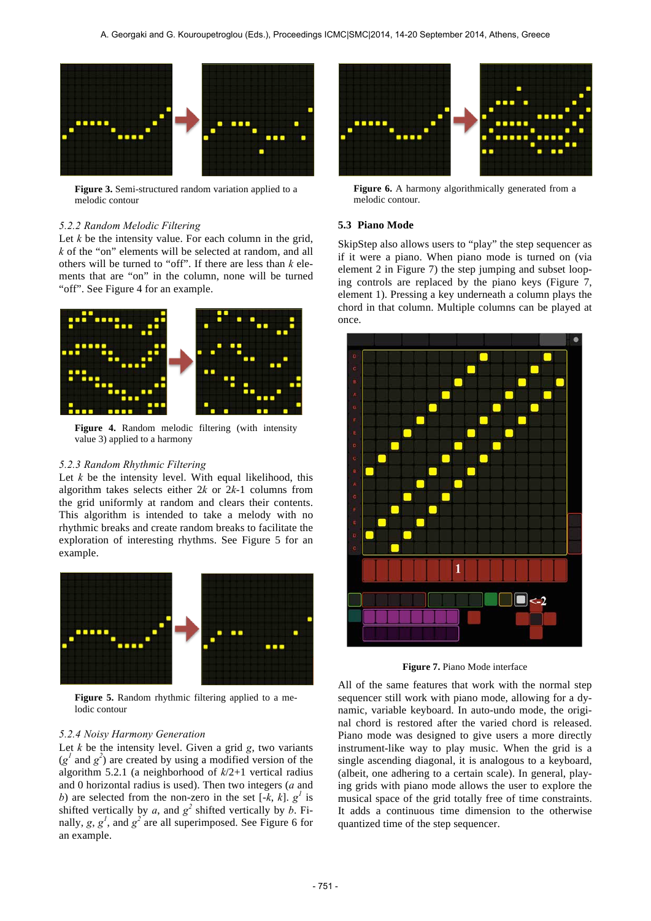**Figure 3.** Semi-structured random variation applied to a melodic contour

### 5.2.2 Random Melodic Filtering

Let $k$ be the intensity value. For each column in the grid, $k$ of the "on" elements will be selected at random, and all others will be turned to "off". If there are less than $k$ elements that are "on" in the column, none will be turned "off". See Figure 4 for an example.

**Figure 4.** Random melodic filtering (with intensity value 3) applied to a harmony

### 5.2.3 Random Rhythmic Filtering

Let $k$ be the intensity level. With equal likelihood, this algorithm takes selects either $2k$ or $2k$-1 columns from the grid uniformly at random and clears their contents. This algorithm is intended to take a melody with no rhythmic breaks and create random breaks to facilitate the exploration of interesting rhythms. See Figure 5 for an example.

**Figure 5.** Random rhythmic filtering applied to a melodic contour

### 5.2.4 Noisy Harmony Generation

Let $k$ be the intensity level. Given a grid $g$, two variants ($g^1$ and $g^2$) are created by using a modified version of the algorithm 5.2.1 (a neighborhood of $k/2$+1 vertical radius and 0 horizontal radius is used). Then two integers ($a$ and $b$) are selected from the non-zero in the set [-$k$, $k$]. $g^1$ is shifted vertically by $a$, and $g^2$ shifted vertically by $b$. Finally, $g$, $g^1$, and $g^2$ are all superimposed. See Figure 6 for an example.

**Figure 6.** A harmony algorithmically generated from a melodic contour.

## 5.3 Piano Mode

SkipStep also allows users to "play" the step sequencer as if it were a piano. When piano mode is turned on (via element 2 in Figure 7) the step jumping and subset looping controls are replaced by the piano keys (Figure 7, element 1). Pressing a key underneath a column plays the chord in that column. Multiple columns can be played at once.

**Figure 7.** Piano Mode interface

All of the same features that work with the normal step sequencer still work with piano mode, allowing for a dynamic, variable keyboard. In auto-undo mode, the original chord is restored after the varied chord is released. Piano mode was designed to give users a more directly instrument-like way to play music. When the grid is a single ascending diagonal, it is analogous to a keyboard, (albeit, one adhering to a certain scale). In general, playing grids with piano mode allows the user to explore the musical space of the grid totally free of time constraints. It adds a continuous time dimension to the otherwise quantized time of the step sequencer.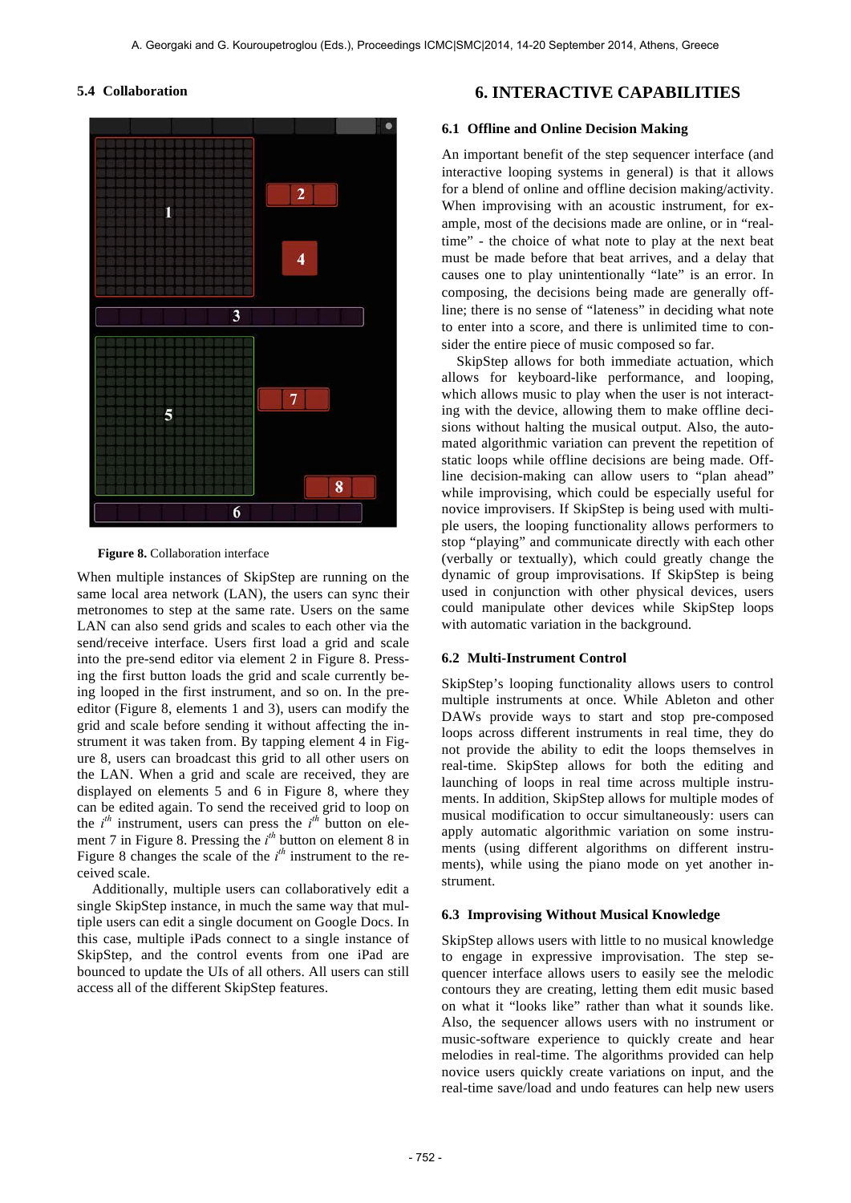### 5.4 Collaboration

**Figure 8.** Collaboration interface

When multiple instances of SkipStep are running on the same local area network (LAN), the users can sync their metronomes to step at the same rate. Users on the same LAN can also send grids and scales to each other via the send/receive interface. Users first load a grid and scale into the pre-send editor via element 2 in Figure 8. Pressing the first button loads the grid and scale currently being looped in the first instrument, and so on. In the pre-editor (Figure 8, elements 1 and 3), users can modify the grid and scale before sending it without affecting the instrument it was taken from. By tapping element 4 in Figure 8, users can broadcast this grid to all other users on the LAN. When a grid and scale are received, they are displayed on elements 5 and 6 in Figure 8, where they can be edited again. To send the received grid to loop on the $i^{th}$ instrument, users can press the $i^{th}$ button on element 7 in Figure 8. Pressing the $i^{th}$ button on element 8 in Figure 8 changes the scale of the $i^{th}$ instrument to the received scale.

Additionally, multiple users can collaboratively edit a single SkipStep instance, in much the same way that multiple users can edit a single document on Google Docs. In this case, multiple iPads connect to a single instance of SkipStep, and the control events from one iPad are bounced to update the UIs of all others. All users can still access all of the different SkipStep features.

## 6. INTERACTIVE CAPABILITIES

### 6.1 Offline and Online Decision Making

An important benefit of the step sequencer interface (and interactive looping systems in general) is that it allows for a blend of online and offline decision making/activity. When improvising with an acoustic instrument, for example, most of the decisions made are online, or in "real-time" - the choice of what note to play at the next beat must be made before that beat arrives, and a delay that causes one to play unintentionally "late" is an error. In composing, the decisions being made are generally offline; there is no sense of "lateness" in deciding what note to enter into a score, and there is unlimited time to consider the entire piece of music composed so far.

SkipStep allows for both immediate actuation, which allows for keyboard-like performance, and looping, which allows music to play when the user is not interacting with the device, allowing them to make offline decisions without halting the musical output. Also, the automated algorithmic variation can prevent the repetition of static loops while offline decisions are being made. Offline decision-making can allow users to "plan ahead" while improvising, which could be especially useful for novice improvisers. If SkipStep is being used with multiple users, the looping functionality allows performers to stop "playing" and communicate directly with each other (verbally or textually), which could greatly change the dynamic of group improvisations. If SkipStep is being used in conjunction with other physical devices, users could manipulate other devices while SkipStep loops with automatic variation in the background.

### 6.2 Multi-Instrument Control

SkipStep's looping functionality allows users to control multiple instruments at once. While Ableton and other DAWs provide ways to start and stop pre-composed loops across different instruments in real time, they do not provide the ability to edit the loops themselves in real-time. SkipStep allows for both the editing and launching of loops in real time across multiple instruments. In addition, SkipStep allows for multiple modes of musical modification to occur simultaneously: users can apply automatic algorithmic variation on some instruments (using different algorithms on different instruments), while using the piano mode on yet another instrument.

### 6.3 Improvising Without Musical Knowledge

SkipStep allows users with little to no musical knowledge to engage in expressive improvisation. The step sequencer interface allows users to easily see the melodic contours they are creating, letting them edit music based on what it "looks like" rather than what it sounds like. Also, the sequencer allows users with no instrument or music-software experience to quickly create and hear melodies in real-time. The algorithms provided can help novice users quickly create variations on input, and the real-time save/load and undo features can help new users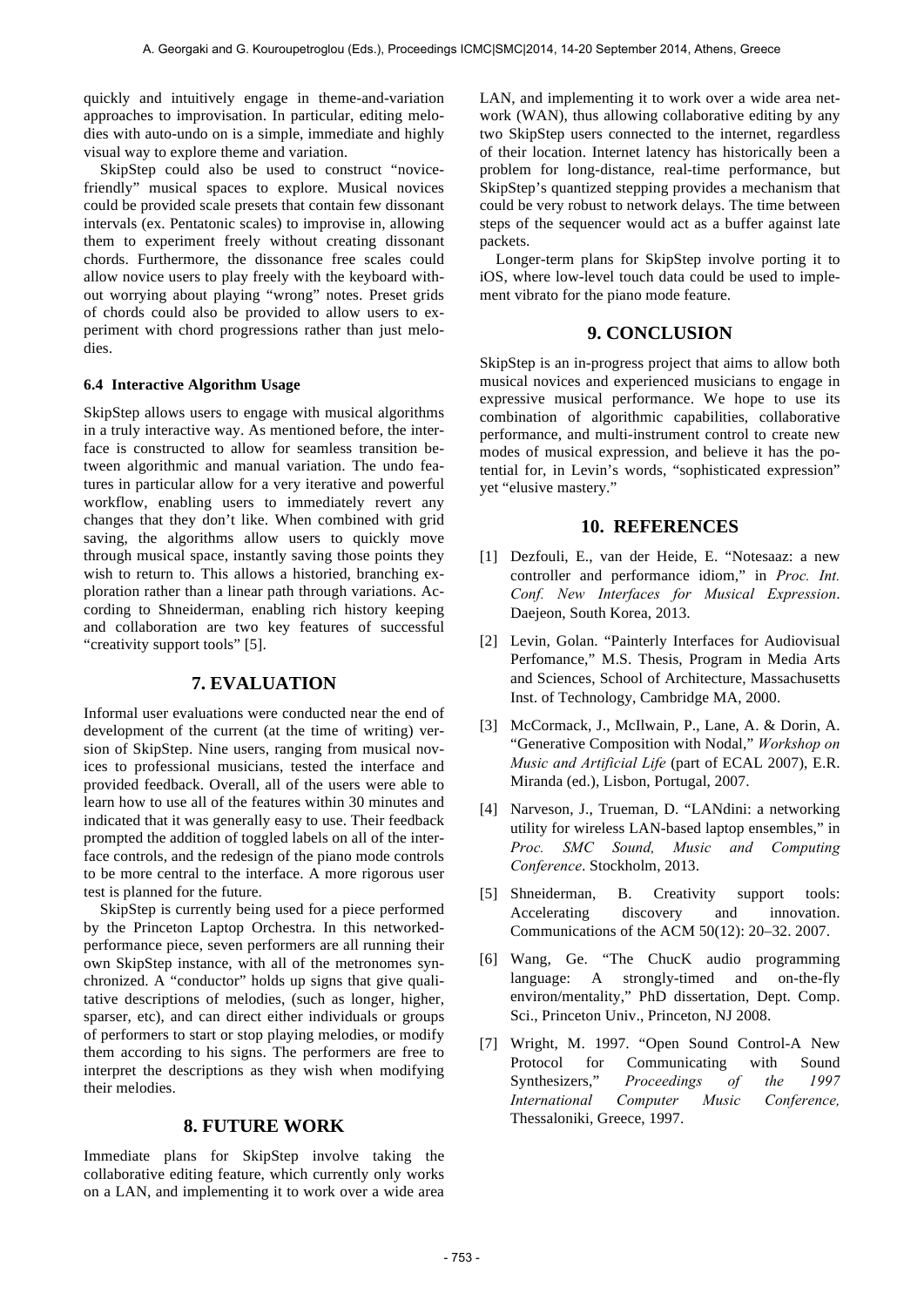quickly and intuitively engage in theme-and-variation approaches to improvisation. In particular, editing melodies with auto-undo on is a simple, immediate and highly visual way to explore theme and variation.

SkipStep could also be used to construct "novice-friendly" musical spaces to explore. Musical novices could be provided scale presets that contain few dissonant intervals (ex. Pentatonic scales) to improvise in, allowing them to experiment freely without creating dissonant chords. Furthermore, the dissonance free scales could allow novice users to play freely with the keyboard without worrying about playing "wrong" notes. Preset grids of chords could also be provided to allow users to experiment with chord progressions rather than just melodies.

### 6.4 Interactive Algorithm Usage

SkipStep allows users to engage with musical algorithms in a truly interactive way. As mentioned before, the interface is constructed to allow for seamless transition between algorithmic and manual variation. The undo features in particular allow for a very iterative and powerful workflow, enabling users to immediately revert any changes that they don't like. When combined with grid saving, the algorithms allow users to quickly move through musical space, instantly saving those points they wish to return to. This allows a historied, branching exploration rather than a linear path through variations. According to Shneiderman, enabling rich history keeping and collaboration are two key features of successful "creativity support tools" [5].

## 7. EVALUATION

Informal user evaluations were conducted near the end of development of the current (at the time of writing) version of SkipStep. Nine users, ranging from musical novices to professional musicians, tested the interface and provided feedback. Overall, all of the users were able to learn how to use all of the features within 30 minutes and indicated that it was generally easy to use. Their feedback prompted the addition of toggled labels on all of the interface controls, and the redesign of the piano mode controls to be more central to the interface. A more rigorous user test is planned for the future.

SkipStep is currently being used for a piece performed by the Princeton Laptop Orchestra. In this networked-performance piece, seven performers are all running their own SkipStep instance, with all of the metronomes synchronized. A "conductor" holds up signs that give qualitative descriptions of melodies, (such as longer, higher, sparser, etc), and can direct either individuals or groups of performers to start or stop playing melodies, or modify them according to his signs. The performers are free to interpret the descriptions as they wish when modifying their melodies.

## 8. FUTURE WORK

Immediate plans for SkipStep involve taking the collaborative editing feature, which currently only works on a LAN, and implementing it to work over a wide area network (WAN), thus allowing collaborative editing by any two SkipStep users connected to the internet, regardless of their location. Internet latency has historically been a problem for long-distance, real-time performance, but SkipStep's quantized stepping provides a mechanism that could be very robust to network delays. The time between steps of the sequencer would act as a buffer against late packets.

Longer-term plans for SkipStep involve porting it to iOS, where low-level touch data could be used to implement vibrato for the piano mode feature.

## 9. CONCLUSION

SkipStep is an in-progress project that aims to allow both musical novices and experienced musicians to engage in expressive musical performance. We hope to use its combination of algorithmic capabilities, collaborative performance, and multi-instrument control to create new modes of musical expression, and believe it has the potential for, in Levin's words, "sophisticated expression" yet "elusive mastery."

## 10. REFERENCES

[1] Dezfouli, E., van der Heide, E. "Notesaaz: a new controller and performance idiom," in *Proc. Int. Conf. New Interfaces for Musical Expression*. Daejeon, South Korea, 2013.

[2] Levin, Golan. "Painterly Interfaces for Audiovisual Perfomance," M.S. Thesis, Program in Media Arts and Sciences, School of Architecture, Massachusetts Inst. of Technology, Cambridge MA, 2000.

[3] McCormack, J., McIlwain, P., Lane, A. & Dorin, A. "Generative Composition with Nodal," *Workshop on Music and Artificial Life* (part of ECAL 2007), E.R. Miranda (ed.), Lisbon, Portugal, 2007.

[4] Narveson, J., Trueman, D. "LANdini: a networking utility for wireless LAN-based laptop ensembles," in *Proc. SMC Sound, Music and Computing Conference*. Stockholm, 2013.

[5] Shneiderman, B. Creativity support tools: Accelerating discovery and innovation. Communications of the ACM 50(12): 20–32. 2007.

[6] Wang, Ge. "The ChucK audio programming language: A strongly-timed and on-the-fly environ/mentality," PhD dissertation, Dept. Comp. Sci., Princeton Univ., Princeton, NJ 2008.

[7] Wright, M. 1997. "Open Sound Control-A New Protocol for Communicating with Sound Synthesizers," *Proceedings of the 1997 International Computer Music Conference,* Thessaloniki, Greece, 1997.